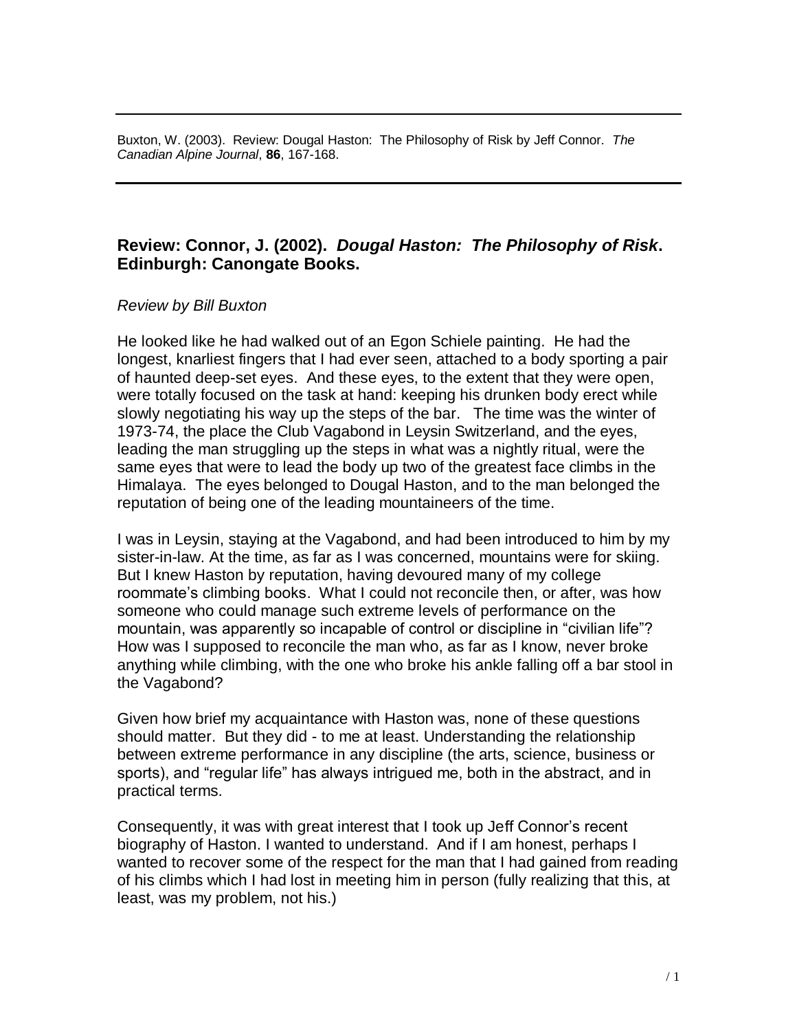Buxton, W. (2003). Review: Dougal Haston: The Philosophy of Risk by Jeff Connor. *The Canadian Alpine Journal*, **86**, 167-168.

## Review: Connor, J. (2002). *Dougal Haston: The Philosophy of Risk*. Edinburgh: Canongate Books.

*Review by Bill Buxton*

He looked like he had walked out of an Egon Schiele painting. He had the longest, knarliest fingers that I had ever seen, attached to a body sporting a pair of haunted deep-set eyes. And these eyes, to the extent that they were open, were totally focused on the task at hand: keeping his drunken body erect while slowly negotiating his way up the steps of the bar. The time was the winter of 1973-74, the place the Club Vagabond in Leysin Switzerland, and the eyes, leading the man struggling up the steps in what was a nightly ritual, were the same eyes that were to lead the body up two of the greatest face climbs in the Himalaya. The eyes belonged to Dougal Haston, and to the man belonged the reputation of being one of the leading mountaineers of the time.

I was in Leysin, staying at the Vagabond, and had been introduced to him by my sister-in-law. At the time, as far as I was concerned, mountains were for skiing. But I knew Haston by reputation, having devoured many of my college roommate's climbing books. What I could not reconcile then, or after, was how someone who could manage such extreme levels of performance on the mountain, was apparently so incapable of control or discipline in "civilian life"? How was I supposed to reconcile the man who, as far as I know, never broke anything while climbing, with the one who broke his ankle falling off a bar stool in the Vagabond?

Given how brief my acquaintance with Haston was, none of these questions should matter. But they did - to me at least. Understanding the relationship between extreme performance in any discipline (the arts, science, business or sports), and "regular life" has always intrigued me, both in the abstract, and in practical terms.

Consequently, it was with great interest that I took up Jeff Connor's recent biography of Haston. I wanted to understand. And if I am honest, perhaps I wanted to recover some of the respect for the man that I had gained from reading of his climbs which I had lost in meeting him in person (fully realizing that this, at least, was my problem, not his.)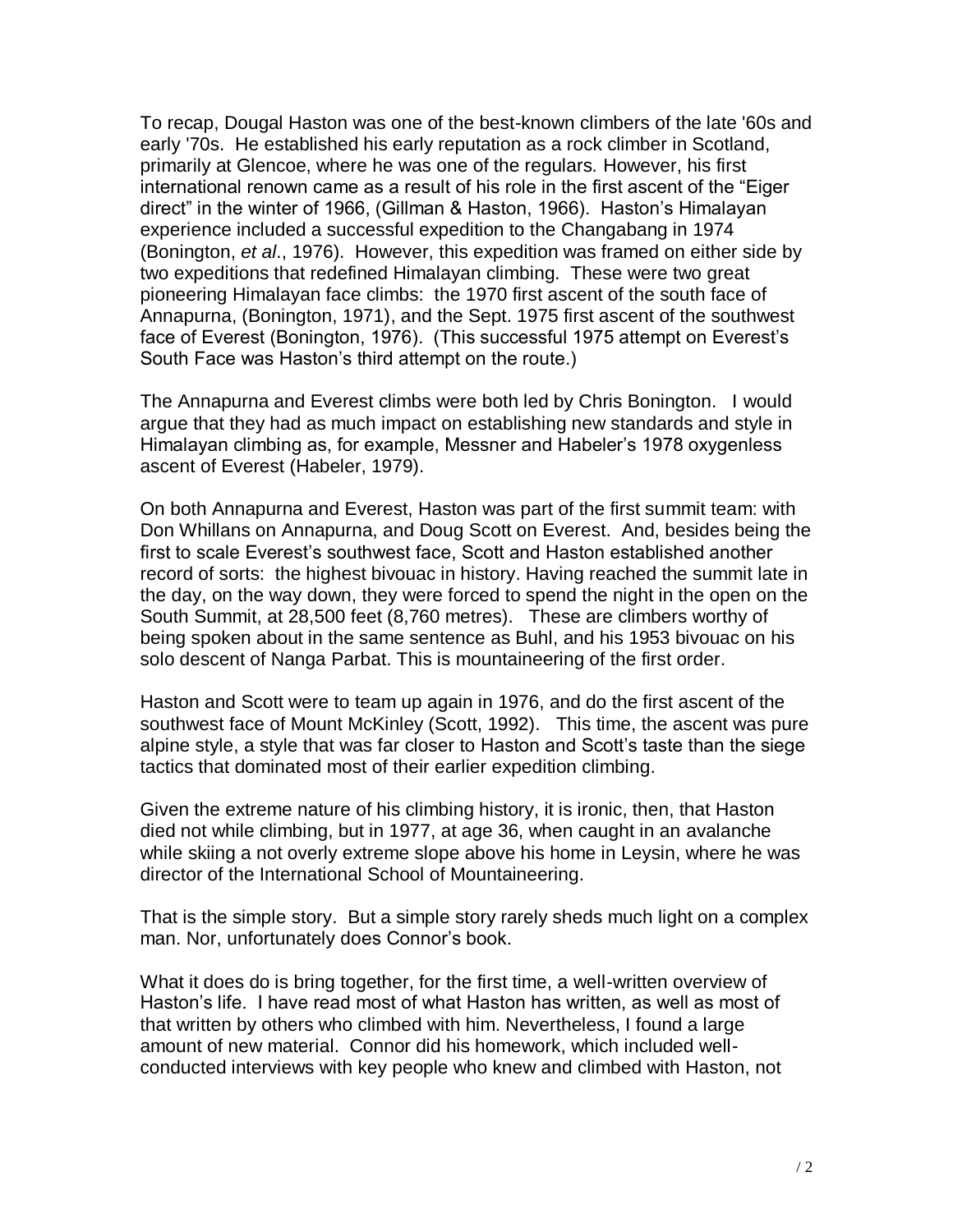To recap, Dougal Haston was one of the best-known climbers of the late '60s and early '70s. He established his early reputation as a rock climber in Scotland, primarily at Glencoe, where he was one of the regulars. However, his first international renown came as a result of his role in the first ascent of the "Eiger direct" in the winter of 1966, (Gillman & Haston, 1966). Haston's Himalayan experience included a successful expedition to the Changabang in 1974 (Bonington, *et al*., 1976). However, this expedition was framed on either side by two expeditions that redefined Himalayan climbing. These were two great pioneering Himalayan face climbs: the 1970 first ascent of the south face of Annapurna, (Bonington, 1971), and the Sept. 1975 first ascent of the southwest face of Everest (Bonington, 1976). (This successful 1975 attempt on Everest's South Face was Haston's third attempt on the route.)

The Annapurna and Everest climbs were both led by Chris Bonington. I would argue that they had as much impact on establishing new standards and style in Himalayan climbing as, for example, Messner and Habeler's 1978 oxygenless ascent of Everest (Habeler, 1979).

On both Annapurna and Everest, Haston was part of the first summit team: with Don Whillans on Annapurna, and Doug Scott on Everest. And, besides being the first to scale Everest's southwest face, Scott and Haston established another record of sorts: the highest bivouac in history. Having reached the summit late in the day, on the way down, they were forced to spend the night in the open on the South Summit, at 28,500 feet (8,760 metres). These are climbers worthy of being spoken about in the same sentence as Buhl, and his 1953 bivouac on his solo descent of Nanga Parbat. This is mountaineering of the first order.

Haston and Scott were to team up again in 1976, and do the first ascent of the southwest face of Mount McKinley (Scott, 1992). This time, the ascent was pure alpine style, a style that was far closer to Haston and Scott's taste than the siege tactics that dominated most of their earlier expedition climbing.

Given the extreme nature of his climbing history, it is ironic, then, that Haston died not while climbing, but in 1977, at age 36, when caught in an avalanche while skiing a not overly extreme slope above his home in Leysin, where he was director of the International School of Mountaineering.

That is the simple story. But a simple story rarely sheds much light on a complex man. Nor, unfortunately does Connor's book.

What it does do is bring together, for the first time, a well-written overview of Haston's life. I have read most of what Haston has written, as well as most of that written by others who climbed with him. Nevertheless, I found a large amount of new material. Connor did his homework, which included well-conducted interviews with key people who knew and climbed with Haston, not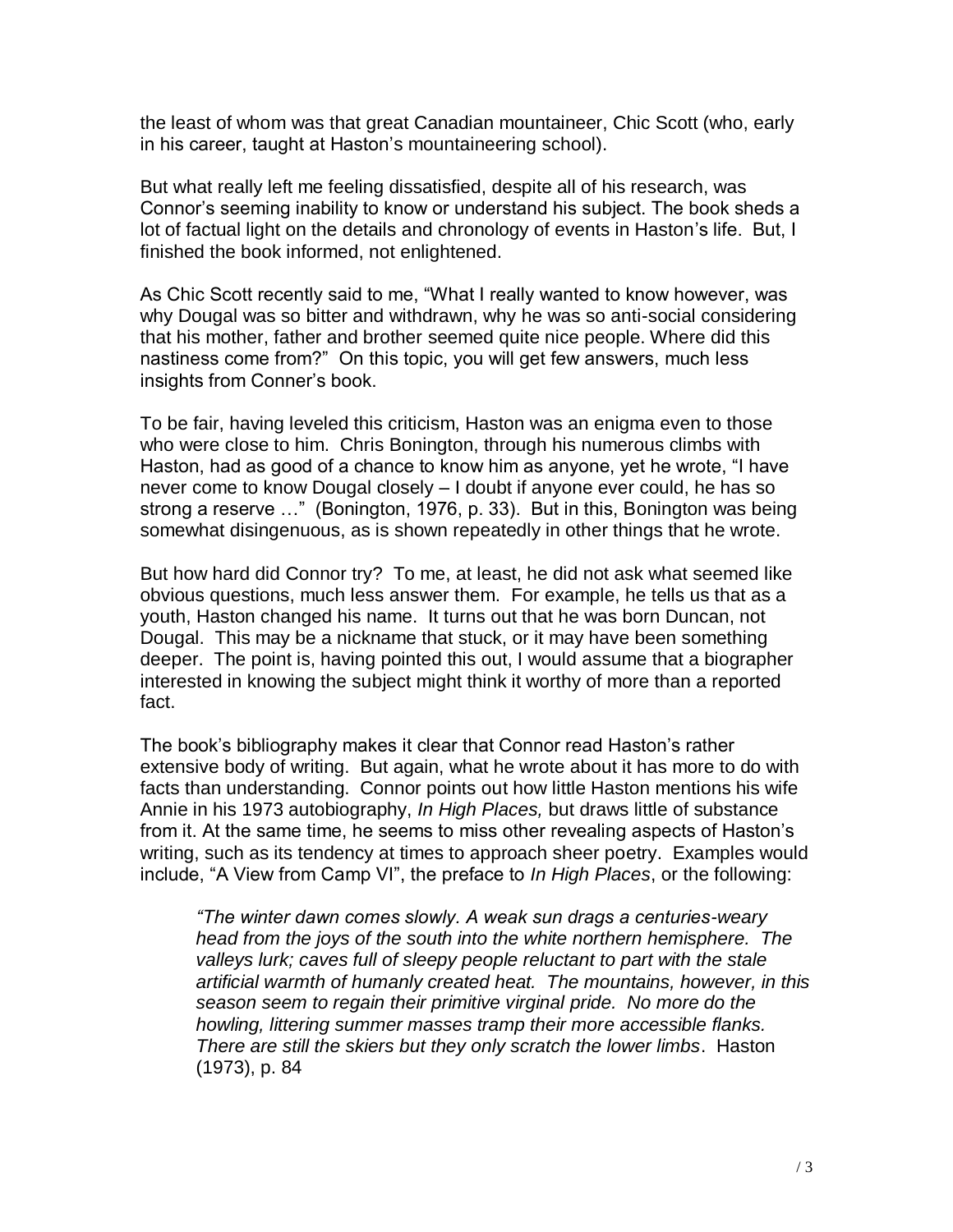the least of whom was that great Canadian mountaineer, Chic Scott (who, early in his career, taught at Haston's mountaineering school).

But what really left me feeling dissatisfied, despite all of his research, was Connor's seeming inability to know or understand his subject. The book sheds a lot of factual light on the details and chronology of events in Haston's life. But, I finished the book informed, not enlightened.

As Chic Scott recently said to me, "What I really wanted to know however, was why Dougal was so bitter and withdrawn, why he was so anti-social considering that his mother, father and brother seemed quite nice people. Where did this nastiness come from?" On this topic, you will get few answers, much less insights from Conner's book.

To be fair, having leveled this criticism, Haston was an enigma even to those who were close to him. Chris Bonington, through his numerous climbs with Haston, had as good of a chance to know him as anyone, yet he wrote, "I have never come to know Dougal closely – I doubt if anyone ever could, he has so strong a reserve …" (Bonington, 1976, p. 33). But in this, Bonington was being somewhat disingenuous, as is shown repeatedly in other things that he wrote.

But how hard did Connor try? To me, at least, he did not ask what seemed like obvious questions, much less answer them. For example, he tells us that as a youth, Haston changed his name. It turns out that he was born Duncan, not Dougal. This may be a nickname that stuck, or it may have been something deeper. The point is, having pointed this out, I would assume that a biographer interested in knowing the subject might think it worthy of more than a reported fact.

The book's bibliography makes it clear that Connor read Haston's rather extensive body of writing. But again, what he wrote about it has more to do with facts than understanding. Connor points out how little Haston mentions his wife Annie in his 1973 autobiography, *In High Places,* but draws little of substance from it. At the same time, he seems to miss other revealing aspects of Haston's writing, such as its tendency at times to approach sheer poetry. Examples would include, "A View from Camp VI", the preface to *In High Places*, or the following:

> *"The winter dawn comes slowly. A weak sun drags a centuries-weary head from the joys of the south into the white northern hemisphere. The valleys lurk; caves full of sleepy people reluctant to part with the stale artificial warmth of humanly created heat. The mountains, however, in this season seem to regain their primitive virginal pride. No more do the howling, littering summer masses tramp their more accessible flanks. There are still the skiers but they only scratch the lower limbs*. Haston (1973), p. 84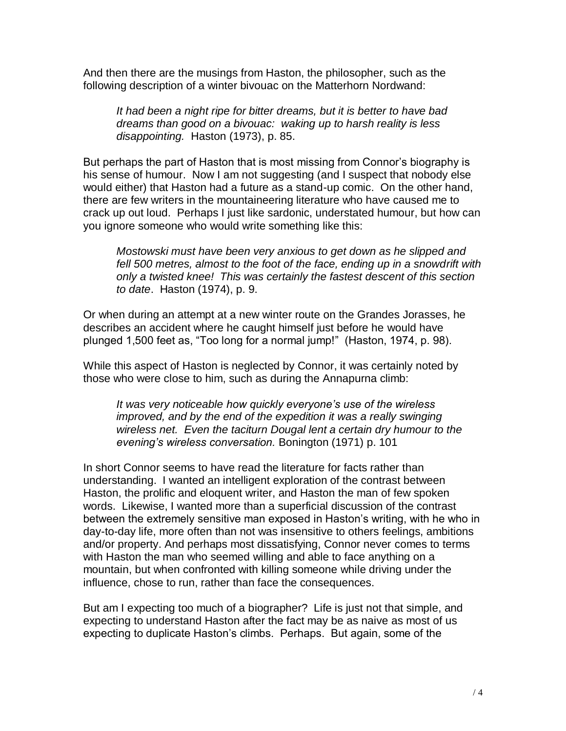And then there are the musings from Haston, the philosopher, such as the following description of a winter bivouac on the Matterhorn Nordwand:

> *It had been a night ripe for bitter dreams, but it is better to have bad dreams than good on a bivouac: waking up to harsh reality is less disappointing.* Haston (1973), p. 85.

But perhaps the part of Haston that is most missing from Connor's biography is his sense of humour. Now I am not suggesting (and I suspect that nobody else would either) that Haston had a future as a stand-up comic. On the other hand, there are few writers in the mountaineering literature who have caused me to crack up out loud. Perhaps I just like sardonic, understated humour, but how can you ignore someone who would write something like this:

> *Mostowski must have been very anxious to get down as he slipped and fell 500 metres, almost to the foot of the face, ending up in a snowdrift with only a twisted knee! This was certainly the fastest descent of this section to date*. Haston (1974), p. 9.

Or when during an attempt at a new winter route on the Grandes Jorasses, he describes an accident where he caught himself just before he would have plunged 1,500 feet as, "Too long for a normal jump!" (Haston, 1974, p. 98).

While this aspect of Haston is neglected by Connor, it was certainly noted by those who were close to him, such as during the Annapurna climb:

> *It was very noticeable how quickly everyone's use of the wireless improved, and by the end of the expedition it was a really swinging wireless net. Even the taciturn Dougal lent a certain dry humour to the evening's wireless conversation.* Bonington (1971) p. 101

In short Connor seems to have read the literature for facts rather than understanding. I wanted an intelligent exploration of the contrast between Haston, the prolific and eloquent writer, and Haston the man of few spoken words. Likewise, I wanted more than a superficial discussion of the contrast between the extremely sensitive man exposed in Haston's writing, with he who in day-to-day life, more often than not was insensitive to others feelings, ambitions and/or property. And perhaps most dissatisfying, Connor never comes to terms with Haston the man who seemed willing and able to face anything on a mountain, but when confronted with killing someone while driving under the influence, chose to run, rather than face the consequences.

But am I expecting too much of a biographer? Life is just not that simple, and expecting to understand Haston after the fact may be as naive as most of us expecting to duplicate Haston's climbs. Perhaps. But again, some of the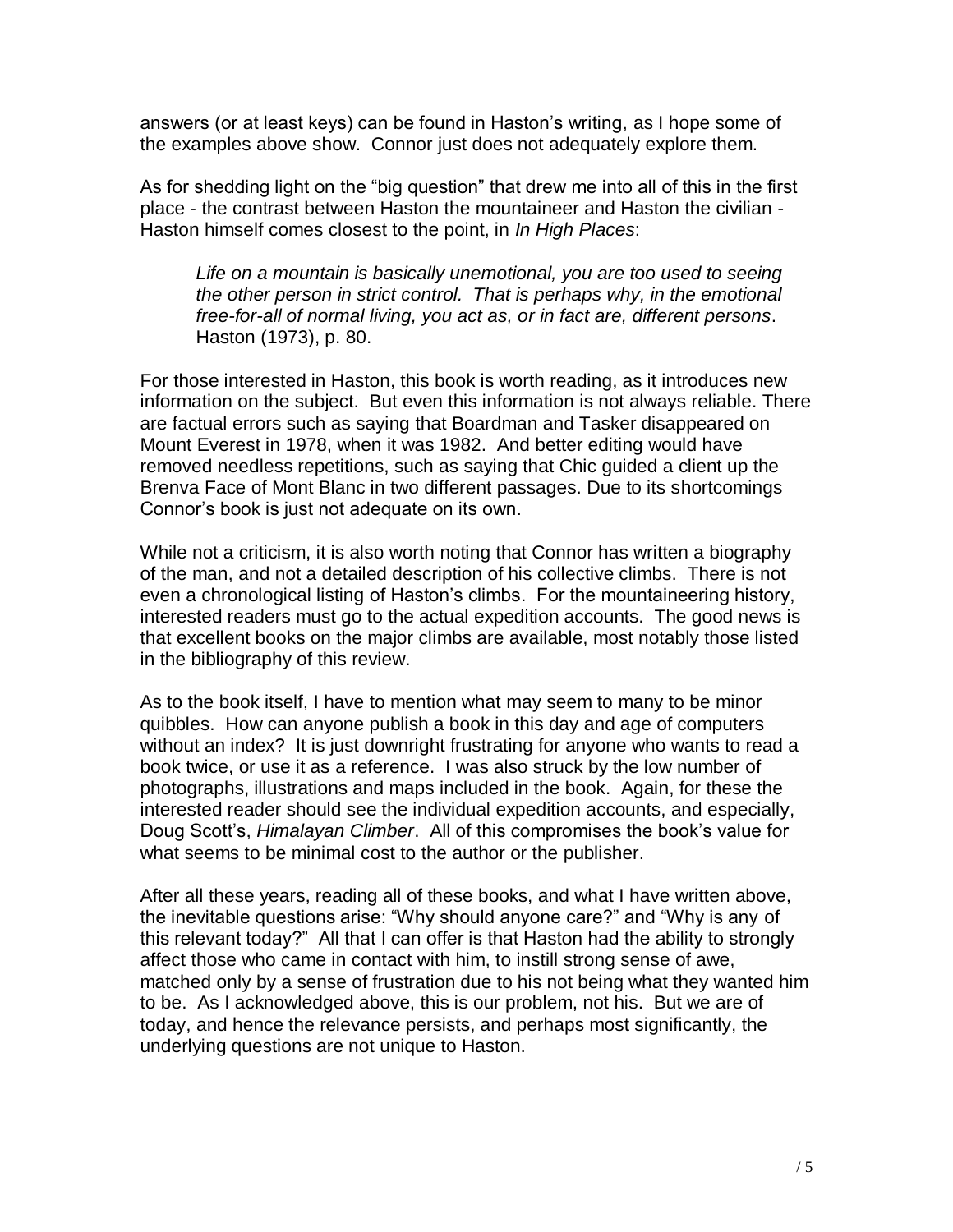answers (or at least keys) can be found in Haston's writing, as I hope some of the examples above show. Connor just does not adequately explore them.

As for shedding light on the "big question" that drew me into all of this in the first place - the contrast between Haston the mountaineer and Haston the civilian - Haston himself comes closest to the point, in *In High Places*:

> *Life on a mountain is basically unemotional, you are too used to seeing the other person in strict control. That is perhaps why, in the emotional free-for-all of normal living, you act as, or in fact are, different persons*. Haston (1973), p. 80.

For those interested in Haston, this book is worth reading, as it introduces new information on the subject. But even this information is not always reliable. There are factual errors such as saying that Boardman and Tasker disappeared on Mount Everest in 1978, when it was 1982. And better editing would have removed needless repetitions, such as saying that Chic guided a client up the Brenva Face of Mont Blanc in two different passages. Due to its shortcomings Connor's book is just not adequate on its own.

While not a criticism, it is also worth noting that Connor has written a biography of the man, and not a detailed description of his collective climbs. There is not even a chronological listing of Haston's climbs. For the mountaineering history, interested readers must go to the actual expedition accounts. The good news is that excellent books on the major climbs are available, most notably those listed in the bibliography of this review.

As to the book itself, I have to mention what may seem to many to be minor quibbles. How can anyone publish a book in this day and age of computers without an index? It is just downright frustrating for anyone who wants to read a book twice, or use it as a reference. I was also struck by the low number of photographs, illustrations and maps included in the book. Again, for these the interested reader should see the individual expedition accounts, and especially, Doug Scott's, *Himalayan Climber*. All of this compromises the book's value for what seems to be minimal cost to the author or the publisher.

After all these years, reading all of these books, and what I have written above, the inevitable questions arise: "Why should anyone care?" and "Why is any of this relevant today?" All that I can offer is that Haston had the ability to strongly affect those who came in contact with him, to instill strong sense of awe, matched only by a sense of frustration due to his not being what they wanted him to be. As I acknowledged above, this is our problem, not his. But we are of today, and hence the relevance persists, and perhaps most significantly, the underlying questions are not unique to Haston.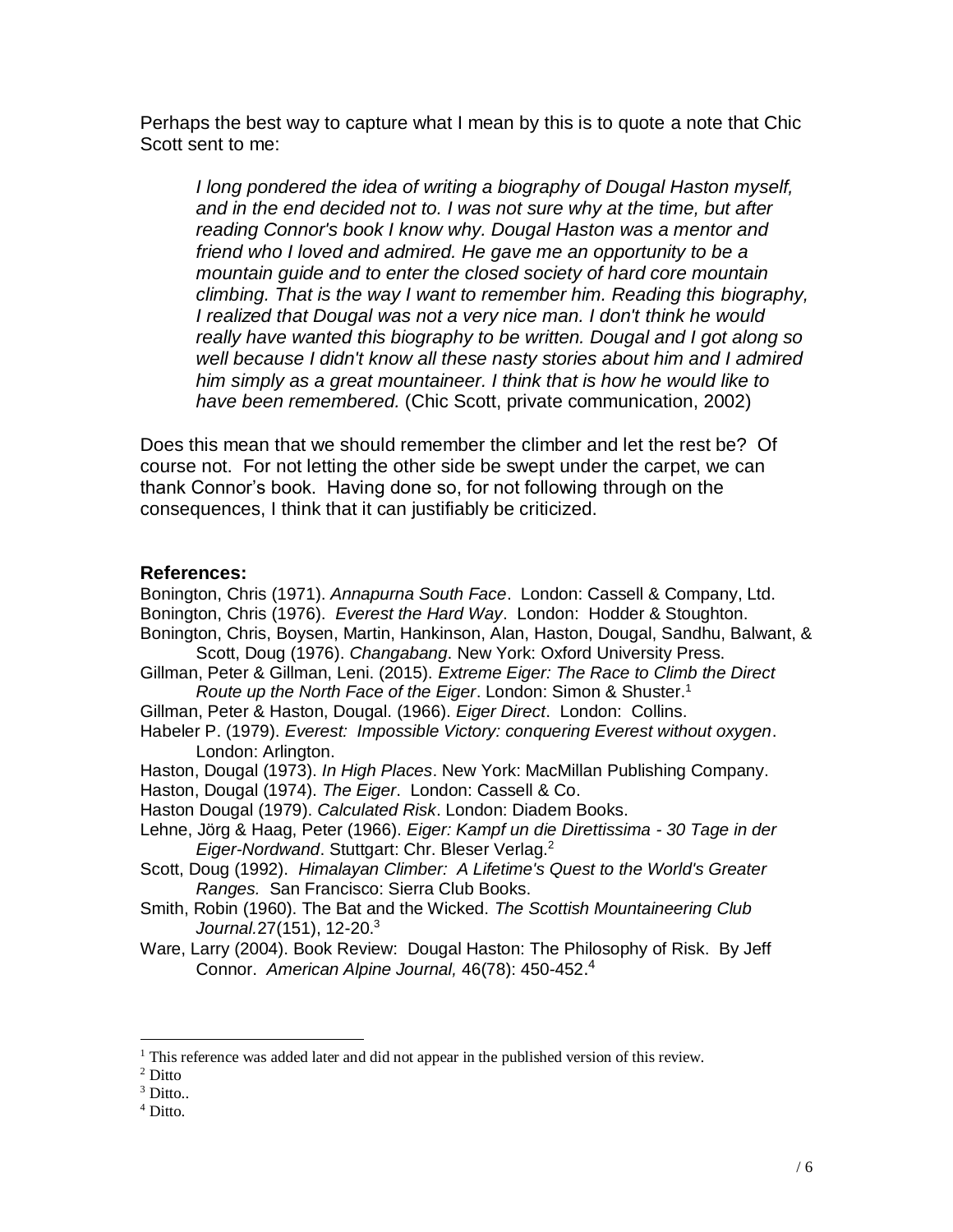Perhaps the best way to capture what I mean by this is to quote a note that Chic Scott sent to me:

> *I long pondered the idea of writing a biography of Dougal Haston myself, and in the end decided not to. I was not sure why at the time, but after reading Connor's book I know why. Dougal Haston was a mentor and friend who I loved and admired. He gave me an opportunity to be a mountain guide and to enter the closed society of hard core mountain climbing. That is the way I want to remember him. Reading this biography, I realized that Dougal was not a very nice man. I don't think he would really have wanted this biography to be written. Dougal and I got along so well because I didn't know all these nasty stories about him and I admired him simply as a great mountaineer. I think that is how he would like to have been remembered.* (Chic Scott, private communication, 2002)

Does this mean that we should remember the climber and let the rest be? Of course not. For not letting the other side be swept under the carpet, we can thank Connor's book. Having done so, for not following through on the consequences, I think that it can justifiably be criticized.

**References:**

Bonington, Chris (1971). *Annapurna South Face*. London: Cassell & Company, Ltd.

Bonington, Chris (1976). *Everest the Hard Way*. London: Hodder & Stoughton.

Bonington, Chris, Boysen, Martin, Hankinson, Alan, Haston, Dougal, Sandhu, Balwant, & Scott, Doug (1976). *Changabang*. New York: Oxford University Press.

Gillman, Peter & Gillman, Leni. (2015). *Extreme Eiger: The Race to Climb the Direct Route up the North Face of the Eiger*. London: Simon & Shuster.[1]

Gillman, Peter & Haston, Dougal. (1966). *Eiger Direct*. London: Collins.

Habeler P. (1979). *Everest: Impossible Victory: conquering Everest without oxygen*. London: Arlington.

Haston, Dougal (1973). *In High Places*. New York: MacMillan Publishing Company.

Haston, Dougal (1974). *The Eiger*. London: Cassell & Co.

Haston Dougal (1979). *Calculated Risk*. London: Diadem Books.

Lehne, Jörg & Haag, Peter (1966). *Eiger: Kampf un die Direttissima - 30 Tage in der Eiger-Nordwand*. Stuttgart: Chr. Bleser Verlag.[2]

Scott, Doug (1992). *Himalayan Climber: A Lifetime's Quest to the World's Greater Ranges.* San Francisco: Sierra Club Books.

Smith, Robin (1960). The Bat and the Wicked. *The Scottish Mountaineering Club Journal.*27(151), 12-20.[3]

Ware, Larry (2004). Book Review: Dougal Haston: The Philosophy of Risk. By Jeff Connor. *American Alpine Journal,* 46(78): 450-452.[4]

---

[1] This reference was added later and did not appear in the published version of this review.

[2] Ditto

[3] Ditto..

[4] Ditto.